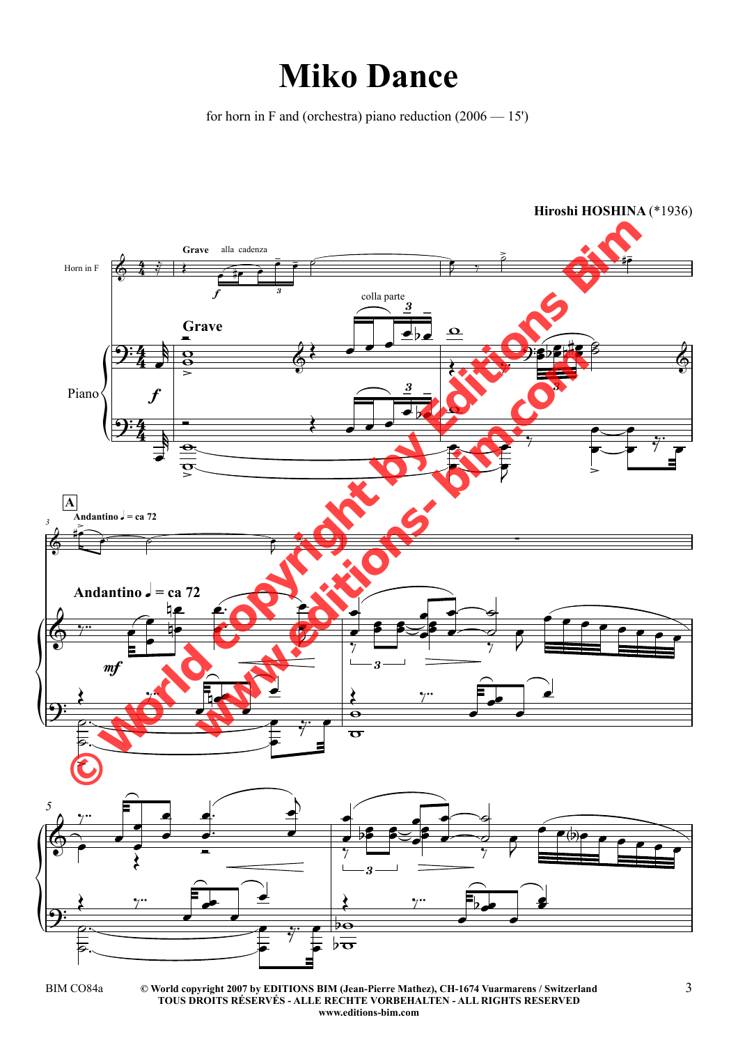# Miko Dance

for horn in F and (orchestra) piano reduction (2006 — 15')

**Hiroshi HOSHINA** (*1936)

Horn in F

**Grave** alla cadenza

Piano

**Grave**

colla parte

**A**

**Andantino** ♩ = ca 72

**Andantino** ♩ = ca 72

BIM CO84a

© World copyright 2007 by EDITIONS BIM (Jean-Pierre Mathez), CH-1674 Vuarmarens / Switzerland
TOUS DROITS RÉSERVÉS - ALLE RECHTE VORBEHALTEN - ALL RIGHTS RESERVED
www.editions-bim.com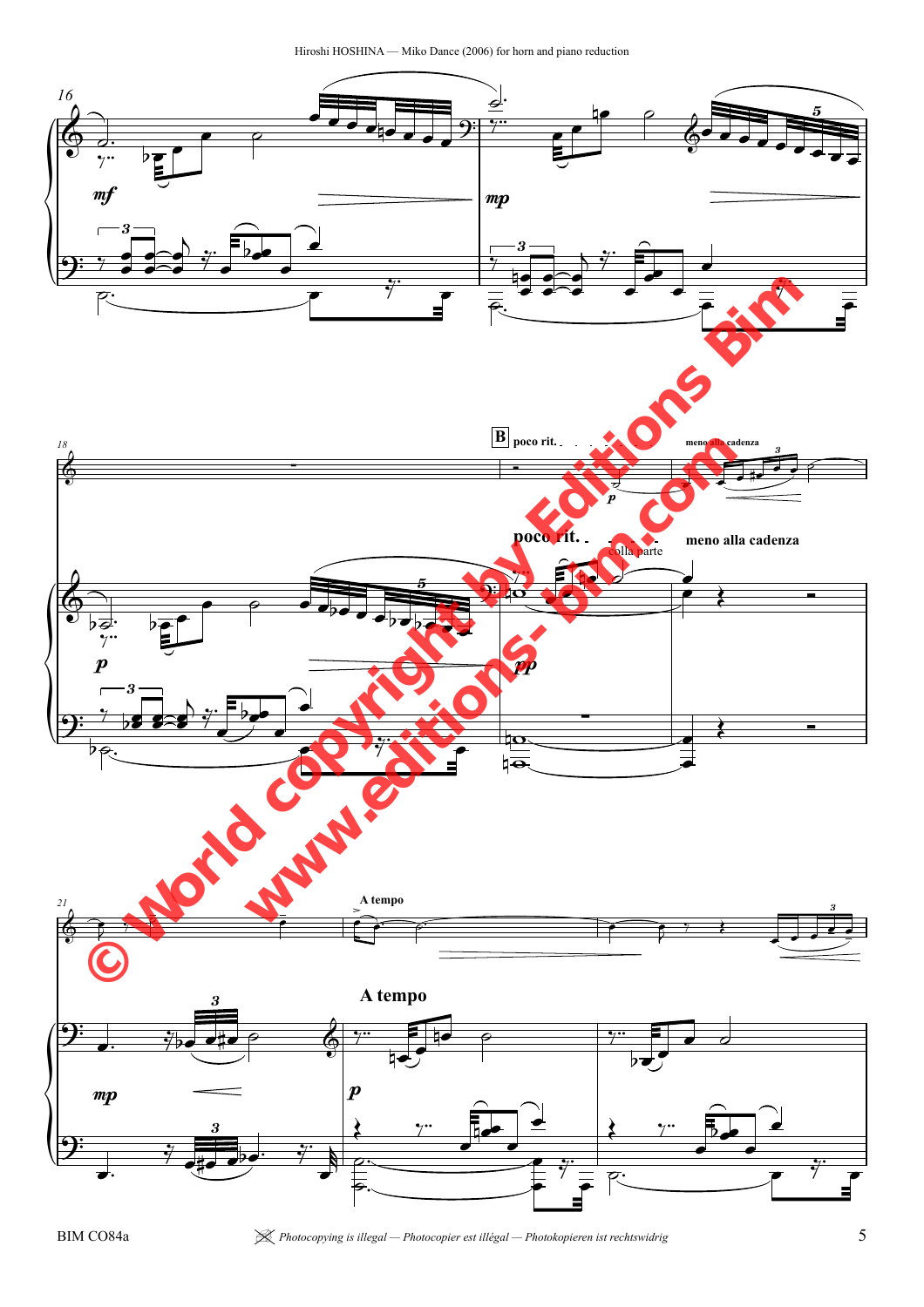**B** poco rit. — meno alla cadenza

poco rit. — colla parte — meno alla cadenza

A tempo

A tempo

© World copyright by Editions Bim

www.editions-bim.com

Photocopying is illegal — Photocopier est illégal — Photokopieren ist rechtswidrig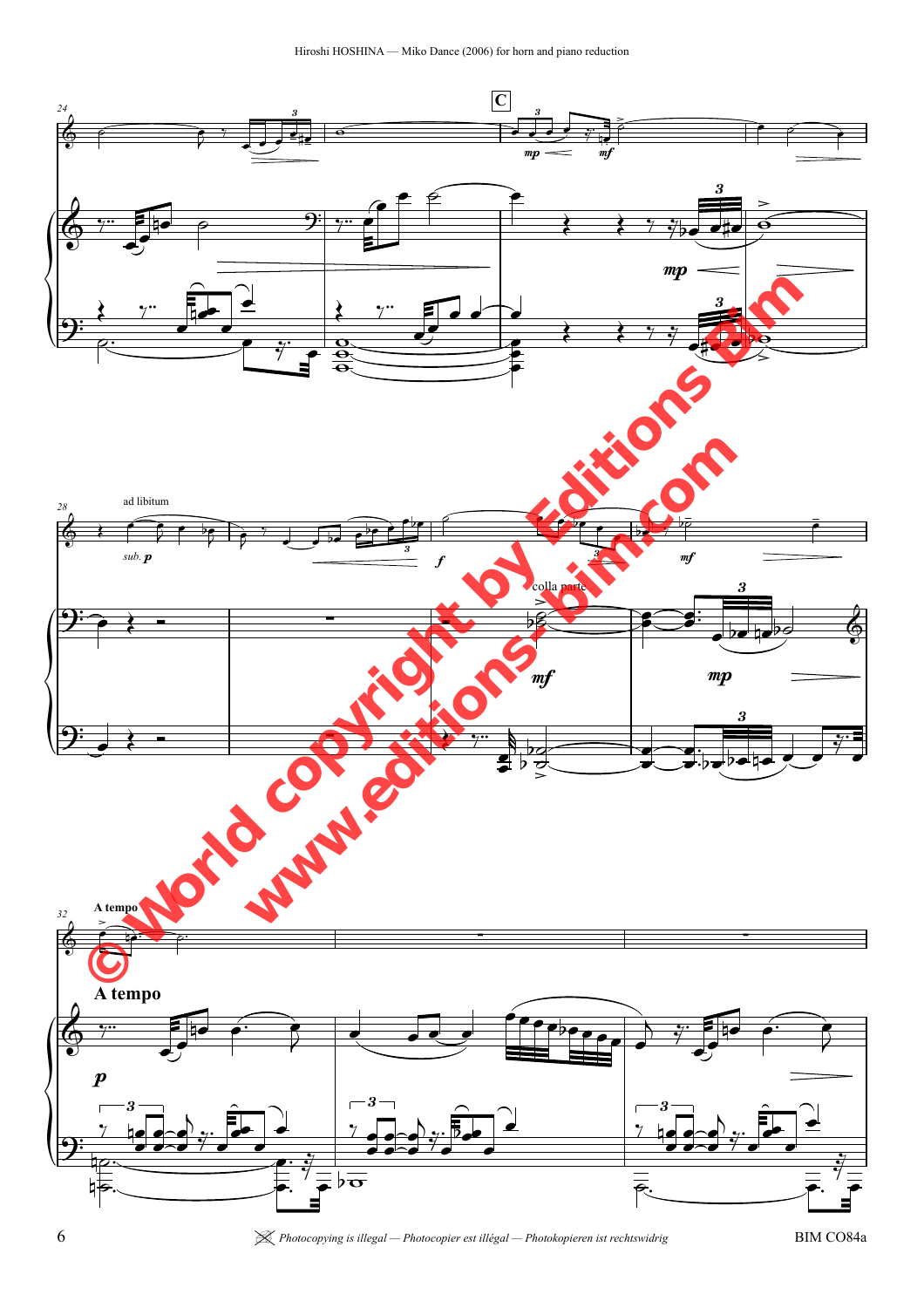**C**

ad libitum

*sub.* **p**

colla parte

**A tempo**

**A tempo**

© World copyright by Editions Bim

www.editions-bim.com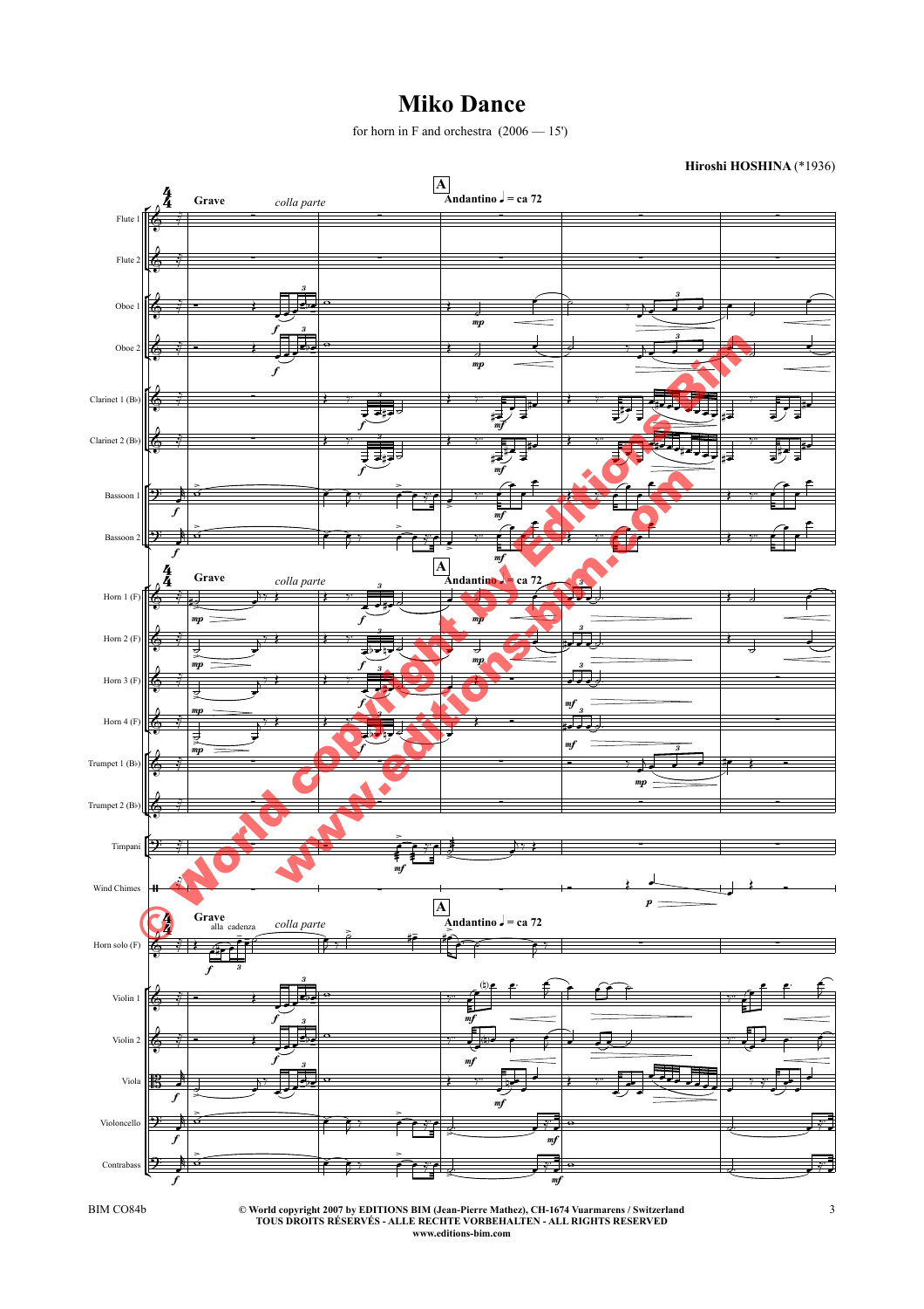# Miko Dance

for horn in F and orchestra (2006 — 15')

**Hiroshi HOSHINA** (*1936)

© World copyright 2007 by EDITIONS BIM (Jean-Pierre Mathez), CH-1674 Vuarmarens / Switzerland
TOUS DROITS RÉSERVÉS - ALLE RECHTE VORBEHALTEN - ALL RIGHTS RESERVED
www.editions-bim.com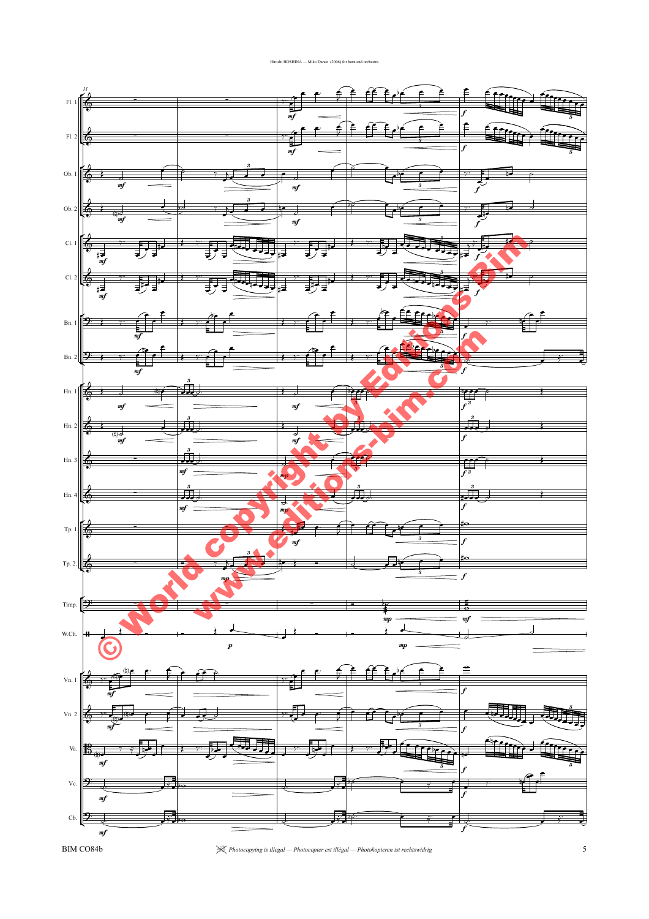Fl. 1

Fl. 2

Ob. 1

Ob. 2

Cl. 1

Cl. 2

Bn. 1

Bn. 2

Hn. 1

Hn. 2

Hn. 3

Hn. 4

Tp. 1

Tp. 2

Timp.

W.Ch.

Vn. 1

Vn. 2

Va.

Vc.

Cb.

© World copyright by Editions Bim
www.editions-bim.com

BIM CO84b

Photocopying is illegal — Photocopier est illégal — Photokopieren ist rechtswidrig